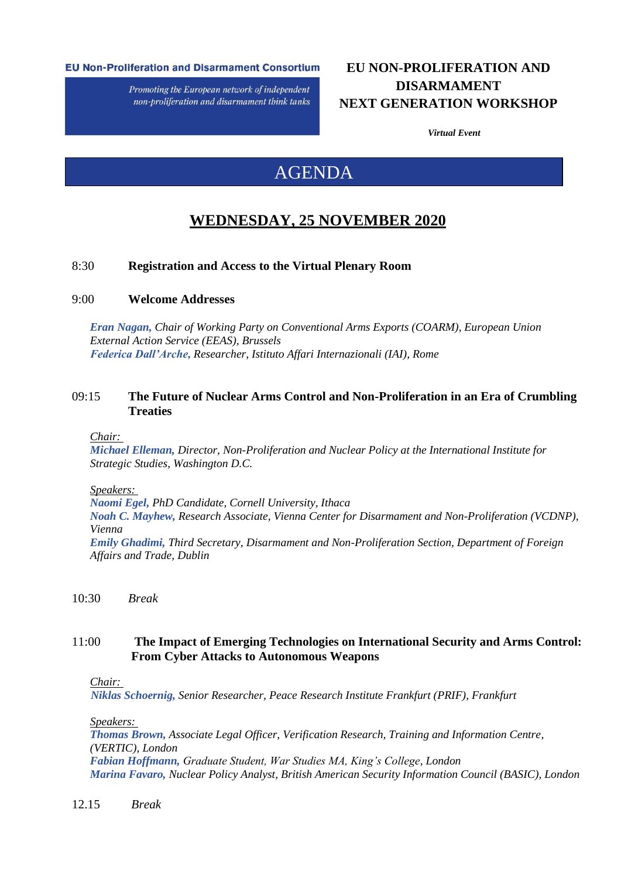**EU Non-Proliferation and Disarmament Consortium**

*Promoting the European network of independent non-proliferation and disarmament think tanks*

# EU NON-PROLIFERATION AND DISARMAMENT NEXT GENERATION WORKSHOP

***Virtual Event***

# AGENDA

## WEDNESDAY, 25 NOVEMBER 2020

8:30 **Registration and Access to the Virtual Plenary Room**

9:00 **Welcome Addresses**

***Eran Nagan,*** *Chair of Working Party on Conventional Arms Exports (COARM), European Union External Action Service (EEAS), Brussels*
***Federica Dall'Arche,*** *Researcher, Istituto Affari Internazionali (IAI), Rome*

09:15 **The Future of Nuclear Arms Control and Non-Proliferation in an Era of Crumbling Treaties**

*Chair:*
***Michael Elleman,*** *Director, Non-Proliferation and Nuclear Policy at the International Institute for Strategic Studies, Washington D.C.*

*Speakers:*
***Naomi Egel,*** *PhD Candidate, Cornell University, Ithaca*
***Noah C. Mayhew,*** *Research Associate, Vienna Center for Disarmament and Non-Proliferation (VCDNP), Vienna*
***Emily Ghadimi,*** *Third Secretary, Disarmament and Non-Proliferation Section, Department of Foreign Affairs and Trade, Dublin*

10:30 *Break*

11:00 **The Impact of Emerging Technologies on International Security and Arms Control: From Cyber Attacks to Autonomous Weapons**

*Chair:*
***Niklas Schoernig,*** *Senior Researcher, Peace Research Institute Frankfurt (PRIF), Frankfurt*

*Speakers:*
***Thomas Brown,*** *Associate Legal Officer, Verification Research, Training and Information Centre, (VERTIC), London*
***Fabian Hoffmann,*** *Graduate Student, War Studies MA, King's College, London*
***Marina Favaro,*** *Nuclear Policy Analyst, British American Security Information Council (BASIC), London*

12.15 *Break*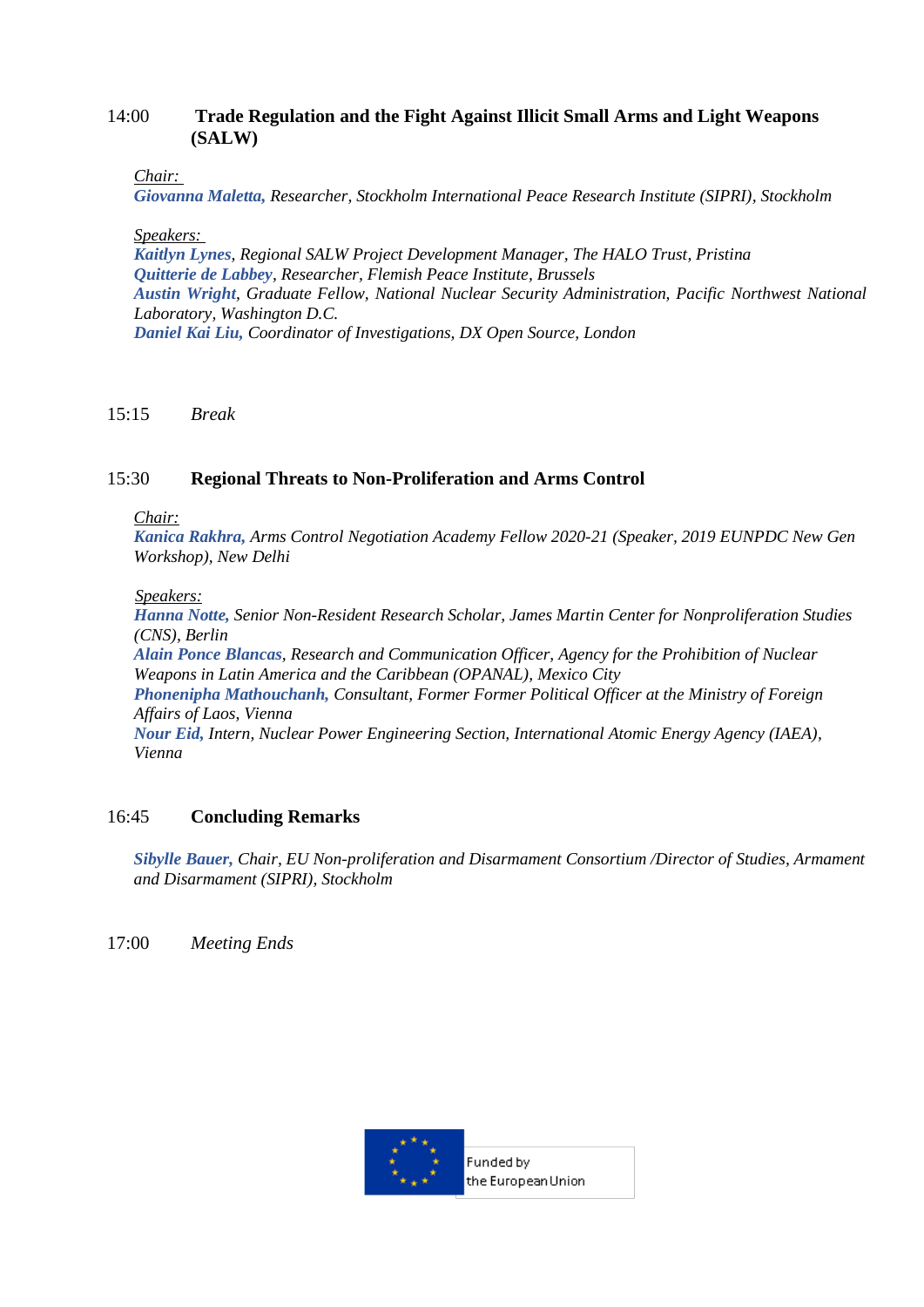14:00 **Trade Regulation and the Fight Against Illicit Small Arms and Light Weapons (SALW)**

*Chair:*
***Giovanna Maletta,*** *Researcher, Stockholm International Peace Research Institute (SIPRI), Stockholm*

*Speakers:*
***Kaitlyn Lynes****, Regional SALW Project Development Manager, The HALO Trust, Pristina*
***Quitterie de Labbey****, Researcher, Flemish Peace Institute, Brussels*
***Austin Wright****, Graduate Fellow, National Nuclear Security Administration, Pacific Northwest National Laboratory, Washington D.C.*
***Daniel Kai Liu,*** *Coordinator of Investigations, DX Open Source, London*

15:15 *Break*

15:30 **Regional Threats to Non-Proliferation and Arms Control**

*Chair:*
***Kanica Rakhra,*** *Arms Control Negotiation Academy Fellow 2020-21 (Speaker, 2019 EUNPDC New Gen Workshop), New Delhi*

*Speakers:*
***Hanna Notte,*** *Senior Non-Resident Research Scholar, James Martin Center for Nonproliferation Studies (CNS), Berlin*
***Alain Ponce Blancas****, Research and Communication Officer, Agency for the Prohibition of Nuclear Weapons in Latin America and the Caribbean (OPANAL), Mexico City*
***Phonenipha Mathouchanh,*** *Consultant, Former Former Political Officer at the Ministry of Foreign Affairs of Laos, Vienna*
***Nour Eid,*** *Intern, Nuclear Power Engineering Section, International Atomic Energy Agency (IAEA), Vienna*

16:45 **Concluding Remarks**

***Sibylle Bauer,*** *Chair, EU Non-proliferation and Disarmament Consortium /Director of Studies, Armament and Disarmament (SIPRI), Stockholm*

17:00 *Meeting Ends*

Funded by the European Union